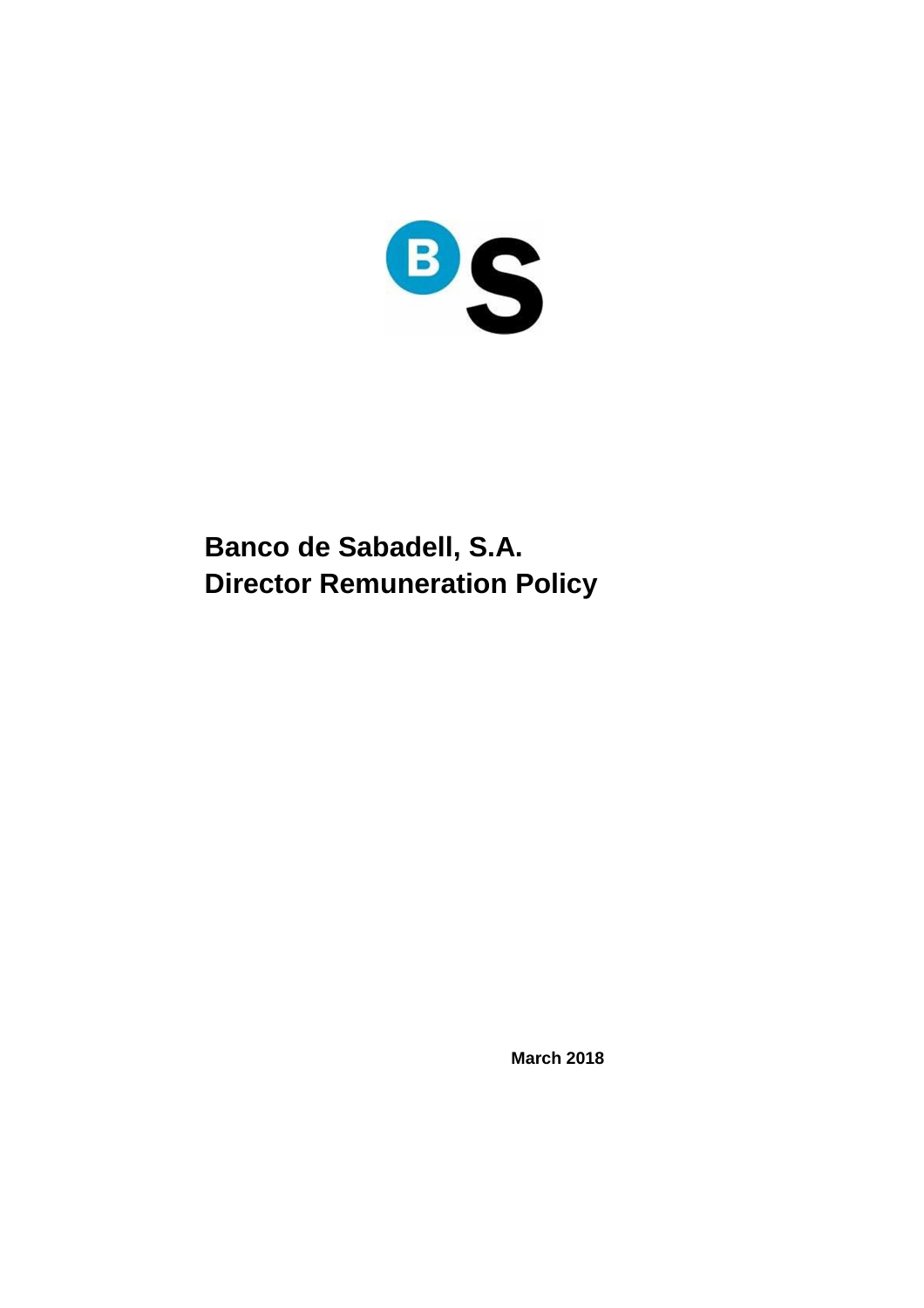# Banco de Sabadell, S.A.
# Director Remuneration Policy

**March 2018**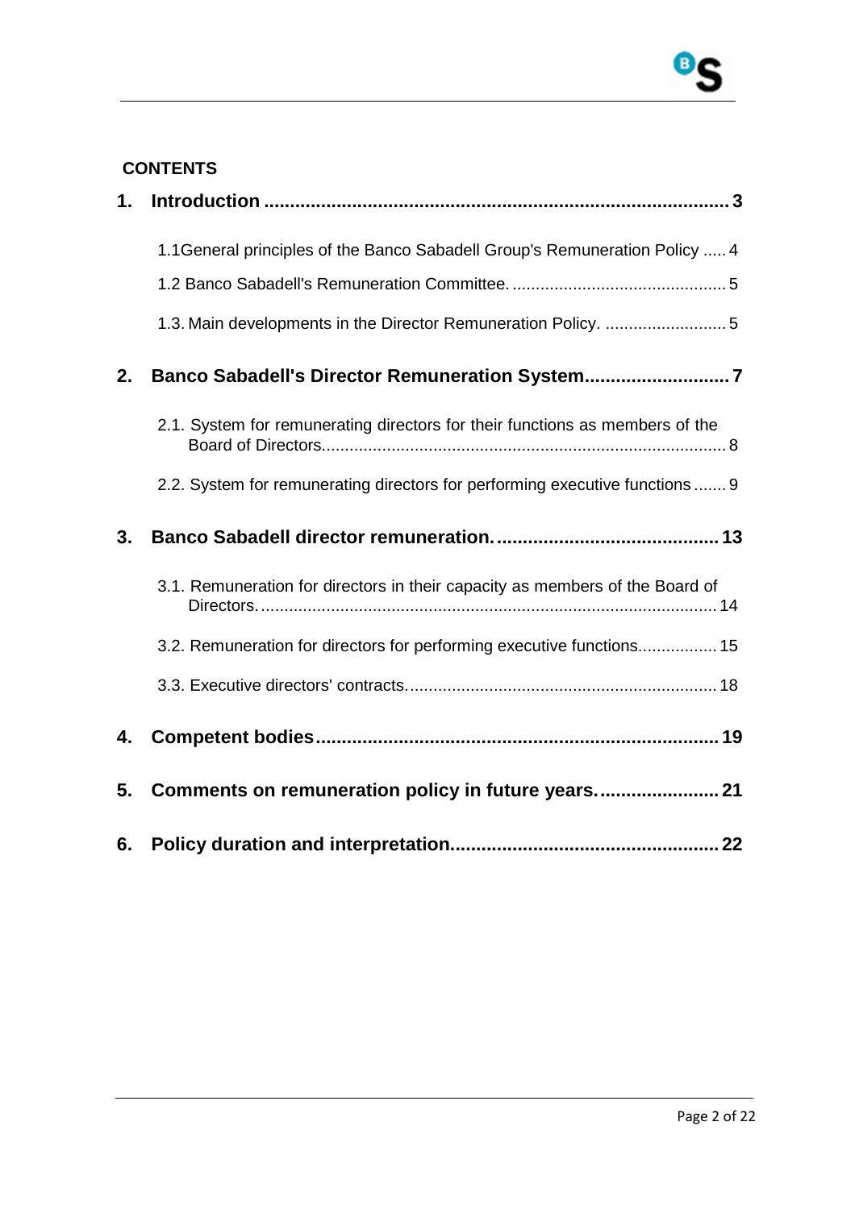**CONTENTS**

**1. Introduction ........................................................................................ 3**

1.1General principles of the Banco Sabadell Group's Remuneration Policy ..... 4

1.2 Banco Sabadell's Remuneration Committee. .............................................. 5

1.3. Main developments in the Director Remuneration Policy. .......................... 5

**2. Banco Sabadell's Director Remuneration System............................ 7**

2.1. System for remunerating directors for their functions as members of the Board of Directors...................................................................................... 8

2.2. System for remunerating directors for performing executive functions ....... 9

**3. Banco Sabadell director remuneration. ........................................... 13**

3.1. Remuneration for directors in their capacity as members of the Board of Directors................................................................................................. 14

3.2. Remuneration for directors for performing executive functions................. 15

3.3. Executive directors' contracts.................................................................. 18

**4. Competent bodies ............................................................................ 19**

**5. Comments on remuneration policy in future years....................... 21**

**6. Policy duration and interpretation................................................... 22**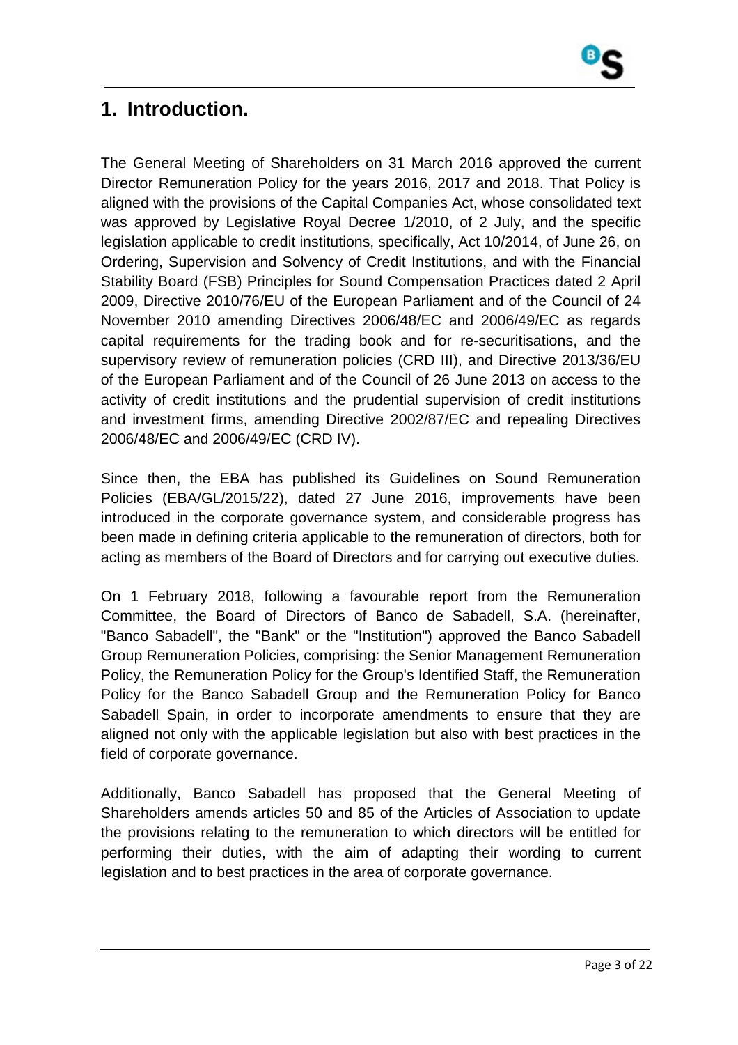## 1. Introduction.

The General Meeting of Shareholders on 31 March 2016 approved the current Director Remuneration Policy for the years 2016, 2017 and 2018. That Policy is aligned with the provisions of the Capital Companies Act, whose consolidated text was approved by Legislative Royal Decree 1/2010, of 2 July, and the specific legislation applicable to credit institutions, specifically, Act 10/2014, of June 26, on Ordering, Supervision and Solvency of Credit Institutions, and with the Financial Stability Board (FSB) Principles for Sound Compensation Practices dated 2 April 2009, Directive 2010/76/EU of the European Parliament and of the Council of 24 November 2010 amending Directives 2006/48/EC and 2006/49/EC as regards capital requirements for the trading book and for re-securitisations, and the supervisory review of remuneration policies (CRD III), and Directive 2013/36/EU of the European Parliament and of the Council of 26 June 2013 on access to the activity of credit institutions and the prudential supervision of credit institutions and investment firms, amending Directive 2002/87/EC and repealing Directives 2006/48/EC and 2006/49/EC (CRD IV).

Since then, the EBA has published its Guidelines on Sound Remuneration Policies (EBA/GL/2015/22), dated 27 June 2016, improvements have been introduced in the corporate governance system, and considerable progress has been made in defining criteria applicable to the remuneration of directors, both for acting as members of the Board of Directors and for carrying out executive duties.

On 1 February 2018, following a favourable report from the Remuneration Committee, the Board of Directors of Banco de Sabadell, S.A. (hereinafter, "Banco Sabadell", the "Bank" or the "Institution") approved the Banco Sabadell Group Remuneration Policies, comprising: the Senior Management Remuneration Policy, the Remuneration Policy for the Group's Identified Staff, the Remuneration Policy for the Banco Sabadell Group and the Remuneration Policy for Banco Sabadell Spain, in order to incorporate amendments to ensure that they are aligned not only with the applicable legislation but also with best practices in the field of corporate governance.

Additionally, Banco Sabadell has proposed that the General Meeting of Shareholders amends articles 50 and 85 of the Articles of Association to update the provisions relating to the remuneration to which directors will be entitled for performing their duties, with the aim of adapting their wording to current legislation and to best practices in the area of corporate governance.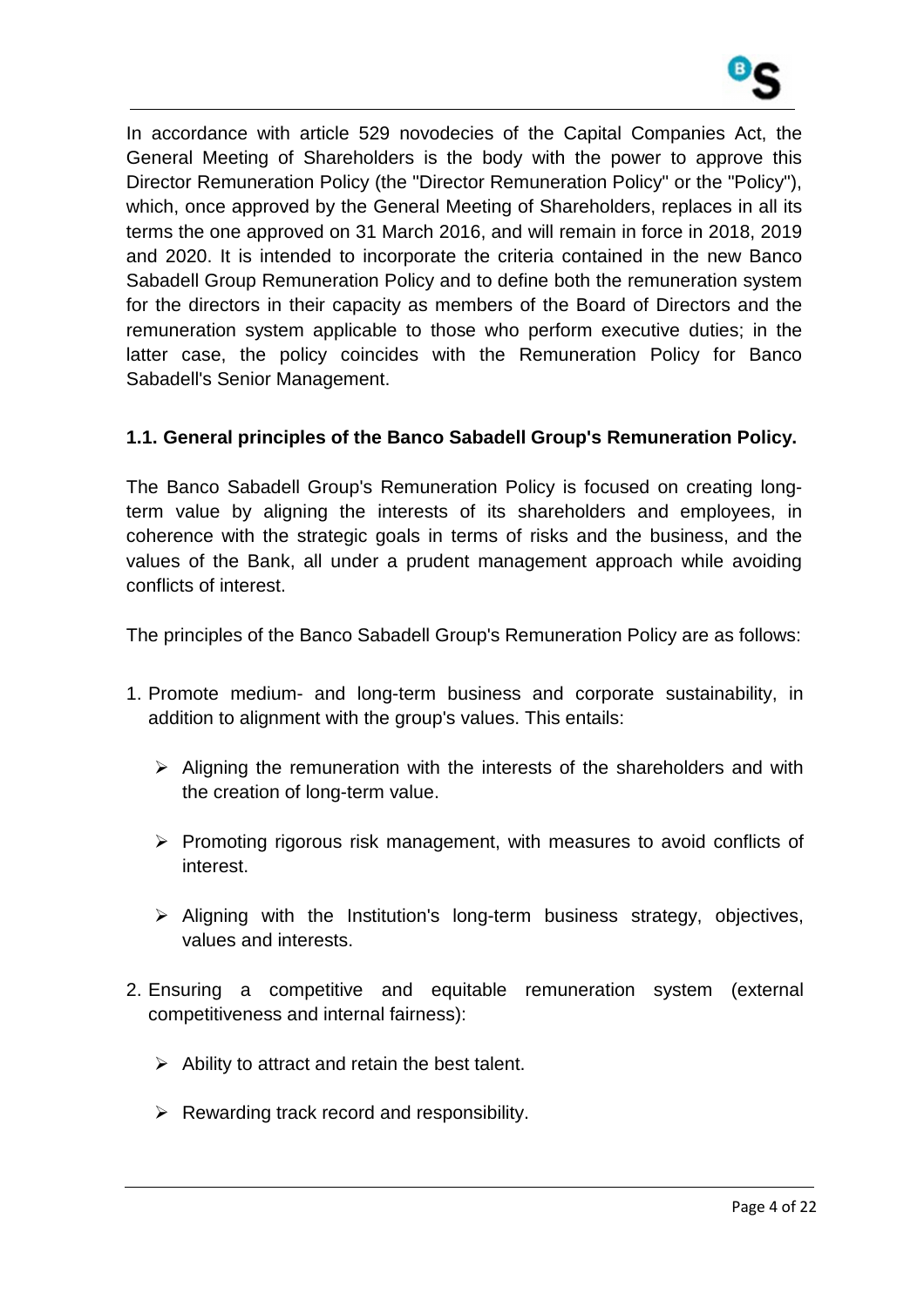In accordance with article 529 novodecies of the Capital Companies Act, the General Meeting of Shareholders is the body with the power to approve this Director Remuneration Policy (the "Director Remuneration Policy" or the "Policy"), which, once approved by the General Meeting of Shareholders, replaces in all its terms the one approved on 31 March 2016, and will remain in force in 2018, 2019 and 2020. It is intended to incorporate the criteria contained in the new Banco Sabadell Group Remuneration Policy and to define both the remuneration system for the directors in their capacity as members of the Board of Directors and the remuneration system applicable to those who perform executive duties; in the latter case, the policy coincides with the Remuneration Policy for Banco Sabadell's Senior Management.

### 1.1. General principles of the Banco Sabadell Group's Remuneration Policy.

The Banco Sabadell Group's Remuneration Policy is focused on creating long-term value by aligning the interests of its shareholders and employees, in coherence with the strategic goals in terms of risks and the business, and the values of the Bank, all under a prudent management approach while avoiding conflicts of interest.

The principles of the Banco Sabadell Group's Remuneration Policy are as follows:

1. Promote medium- and long-term business and corporate sustainability, in addition to alignment with the group's values. This entails:
   - Aligning the remuneration with the interests of the shareholders and with the creation of long-term value.
   - Promoting rigorous risk management, with measures to avoid conflicts of interest.
   - Aligning with the Institution's long-term business strategy, objectives, values and interests.
2. Ensuring a competitive and equitable remuneration system (external competitiveness and internal fairness):
   - Ability to attract and retain the best talent.
   - Rewarding track record and responsibility.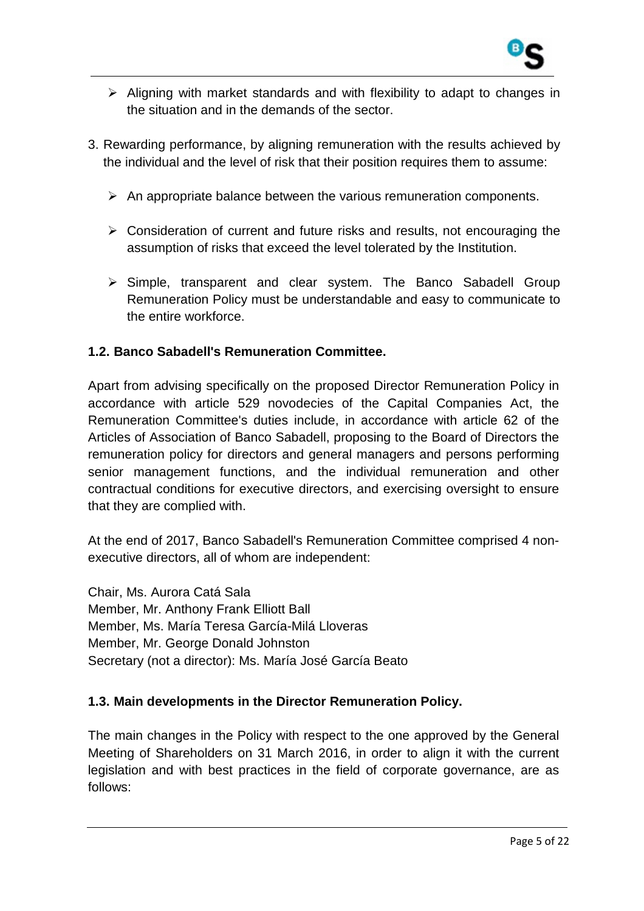- Aligning with market standards and with flexibility to adapt to changes in the situation and in the demands of the sector.

3. Rewarding performance, by aligning remuneration with the results achieved by the individual and the level of risk that their position requires them to assume:

   - An appropriate balance between the various remuneration components.
   - Consideration of current and future risks and results, not encouraging the assumption of risks that exceed the level tolerated by the Institution.
   - Simple, transparent and clear system. The Banco Sabadell Group Remuneration Policy must be understandable and easy to communicate to the entire workforce.

### 1.2. Banco Sabadell's Remuneration Committee.

Apart from advising specifically on the proposed Director Remuneration Policy in accordance with article 529 novodecies of the Capital Companies Act, the Remuneration Committee's duties include, in accordance with article 62 of the Articles of Association of Banco Sabadell, proposing to the Board of Directors the remuneration policy for directors and general managers and persons performing senior management functions, and the individual remuneration and other contractual conditions for executive directors, and exercising oversight to ensure that they are complied with.

At the end of 2017, Banco Sabadell's Remuneration Committee comprised 4 non-executive directors, all of whom are independent:

Chair, Ms. Aurora Catá Sala
Member, Mr. Anthony Frank Elliott Ball
Member, Ms. María Teresa García-Milá Lloveras
Member, Mr. George Donald Johnston
Secretary (not a director): Ms. María José García Beato

### 1.3. Main developments in the Director Remuneration Policy.

The main changes in the Policy with respect to the one approved by the General Meeting of Shareholders on 31 March 2016, in order to align it with the current legislation and with best practices in the field of corporate governance, are as follows: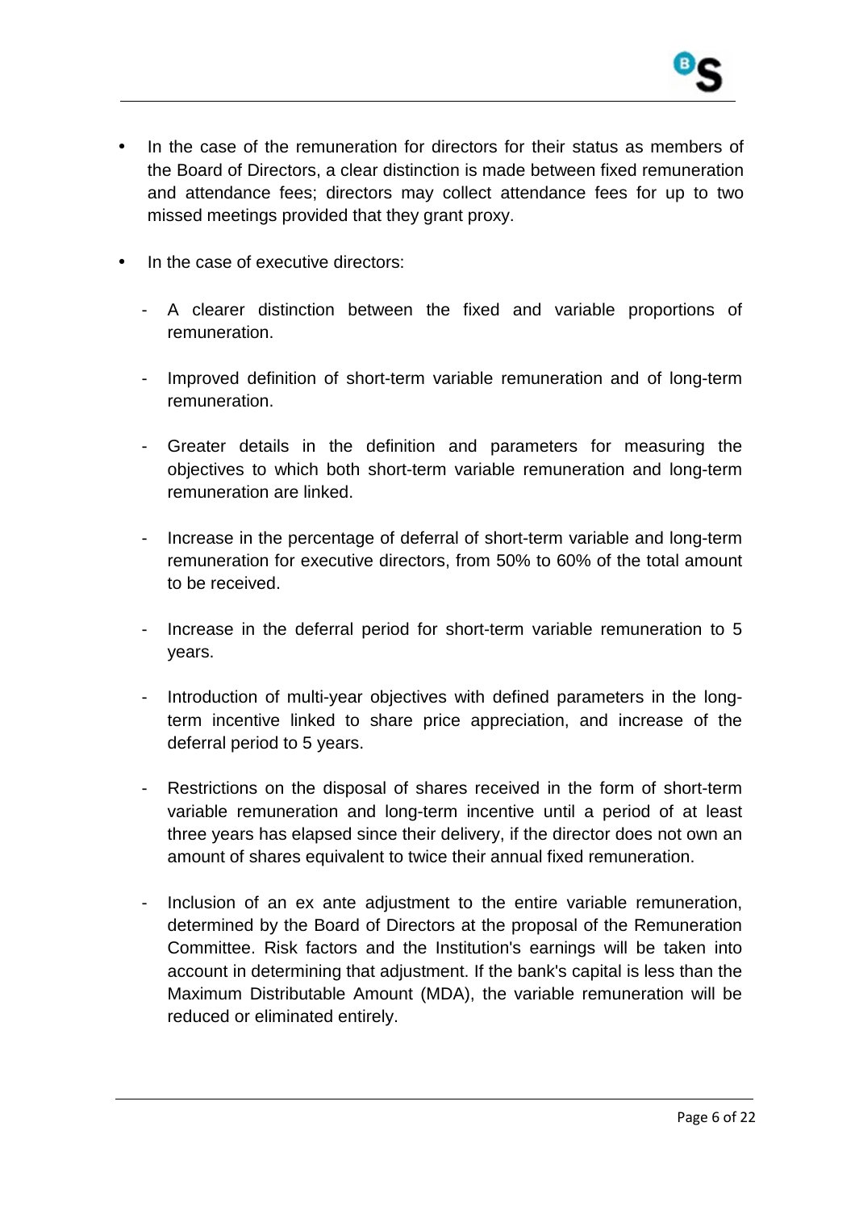- In the case of the remuneration for directors for their status as members of the Board of Directors, a clear distinction is made between fixed remuneration and attendance fees; directors may collect attendance fees for up to two missed meetings provided that they grant proxy.

- In the case of executive directors:

  - A clearer distinction between the fixed and variable proportions of remuneration.

  - Improved definition of short-term variable remuneration and of long-term remuneration.

  - Greater details in the definition and parameters for measuring the objectives to which both short-term variable remuneration and long-term remuneration are linked.

  - Increase in the percentage of deferral of short-term variable and long-term remuneration for executive directors, from 50% to 60% of the total amount to be received.

  - Increase in the deferral period for short-term variable remuneration to 5 years.

  - Introduction of multi-year objectives with defined parameters in the long-term incentive linked to share price appreciation, and increase of the deferral period to 5 years.

  - Restrictions on the disposal of shares received in the form of short-term variable remuneration and long-term incentive until a period of at least three years has elapsed since their delivery, if the director does not own an amount of shares equivalent to twice their annual fixed remuneration.

  - Inclusion of an ex ante adjustment to the entire variable remuneration, determined by the Board of Directors at the proposal of the Remuneration Committee. Risk factors and the Institution's earnings will be taken into account in determining that adjustment. If the bank's capital is less than the Maximum Distributable Amount (MDA), the variable remuneration will be reduced or eliminated entirely.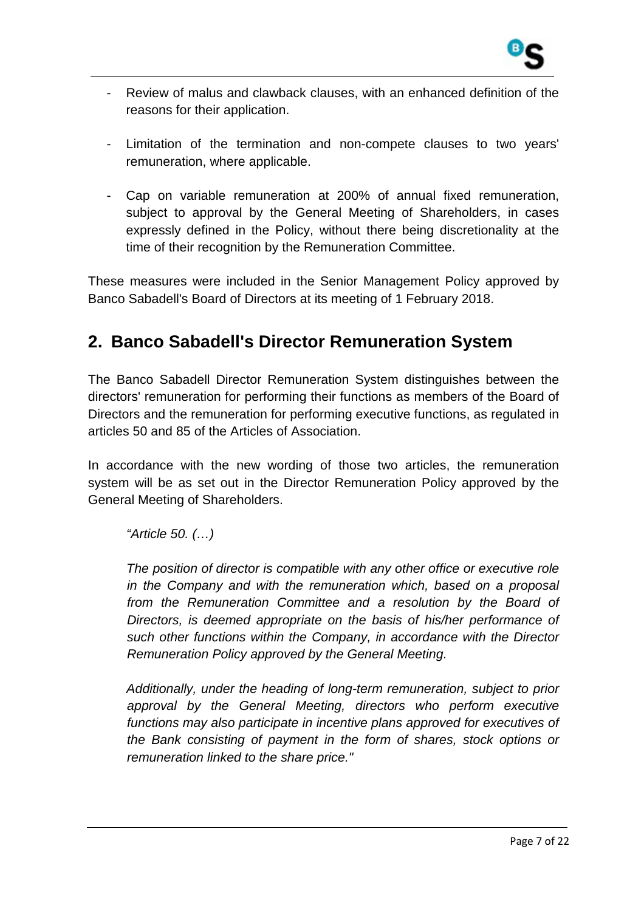- Review of malus and clawback clauses, with an enhanced definition of the reasons for their application.
- Limitation of the termination and non-compete clauses to two years' remuneration, where applicable.
- Cap on variable remuneration at 200% of annual fixed remuneration, subject to approval by the General Meeting of Shareholders, in cases expressly defined in the Policy, without there being discretionality at the time of their recognition by the Remuneration Committee.

These measures were included in the Senior Management Policy approved by Banco Sabadell's Board of Directors at its meeting of 1 February 2018.

## 2. Banco Sabadell's Director Remuneration System

The Banco Sabadell Director Remuneration System distinguishes between the directors' remuneration for performing their functions as members of the Board of Directors and the remuneration for performing executive functions, as regulated in articles 50 and 85 of the Articles of Association.

In accordance with the new wording of those two articles, the remuneration system will be as set out in the Director Remuneration Policy approved by the General Meeting of Shareholders.

> *"Article 50. (…)*
>
> *The position of director is compatible with any other office or executive role in the Company and with the remuneration which, based on a proposal from the Remuneration Committee and a resolution by the Board of Directors, is deemed appropriate on the basis of his/her performance of such other functions within the Company, in accordance with the Director Remuneration Policy approved by the General Meeting.*
>
> *Additionally, under the heading of long-term remuneration, subject to prior approval by the General Meeting, directors who perform executive functions may also participate in incentive plans approved for executives of the Bank consisting of payment in the form of shares, stock options or remuneration linked to the share price."*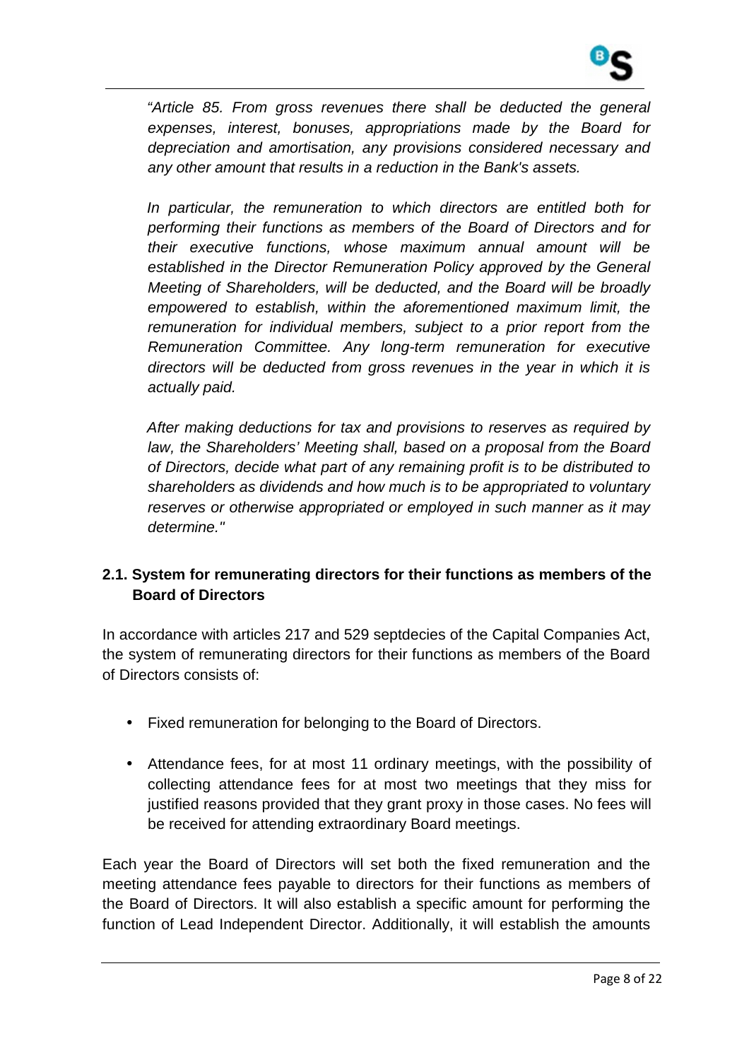*"Article 85. From gross revenues there shall be deducted the general expenses, interest, bonuses, appropriations made by the Board for depreciation and amortisation, any provisions considered necessary and any other amount that results in a reduction in the Bank's assets.*

*In particular, the remuneration to which directors are entitled both for performing their functions as members of the Board of Directors and for their executive functions, whose maximum annual amount will be established in the Director Remuneration Policy approved by the General Meeting of Shareholders, will be deducted, and the Board will be broadly empowered to establish, within the aforementioned maximum limit, the remuneration for individual members, subject to a prior report from the Remuneration Committee. Any long-term remuneration for executive directors will be deducted from gross revenues in the year in which it is actually paid.*

*After making deductions for tax and provisions to reserves as required by law, the Shareholders' Meeting shall, based on a proposal from the Board of Directors, decide what part of any remaining profit is to be distributed to shareholders as dividends and how much is to be appropriated to voluntary reserves or otherwise appropriated or employed in such manner as it may determine."*

### 2.1. System for remunerating directors for their functions as members of the Board of Directors

In accordance with articles 217 and 529 septdecies of the Capital Companies Act, the system of remunerating directors for their functions as members of the Board of Directors consists of:

- Fixed remuneration for belonging to the Board of Directors.
- Attendance fees, for at most 11 ordinary meetings, with the possibility of collecting attendance fees for at most two meetings that they miss for justified reasons provided that they grant proxy in those cases. No fees will be received for attending extraordinary Board meetings.

Each year the Board of Directors will set both the fixed remuneration and the meeting attendance fees payable to directors for their functions as members of the Board of Directors. It will also establish a specific amount for performing the function of Lead Independent Director. Additionally, it will establish the amounts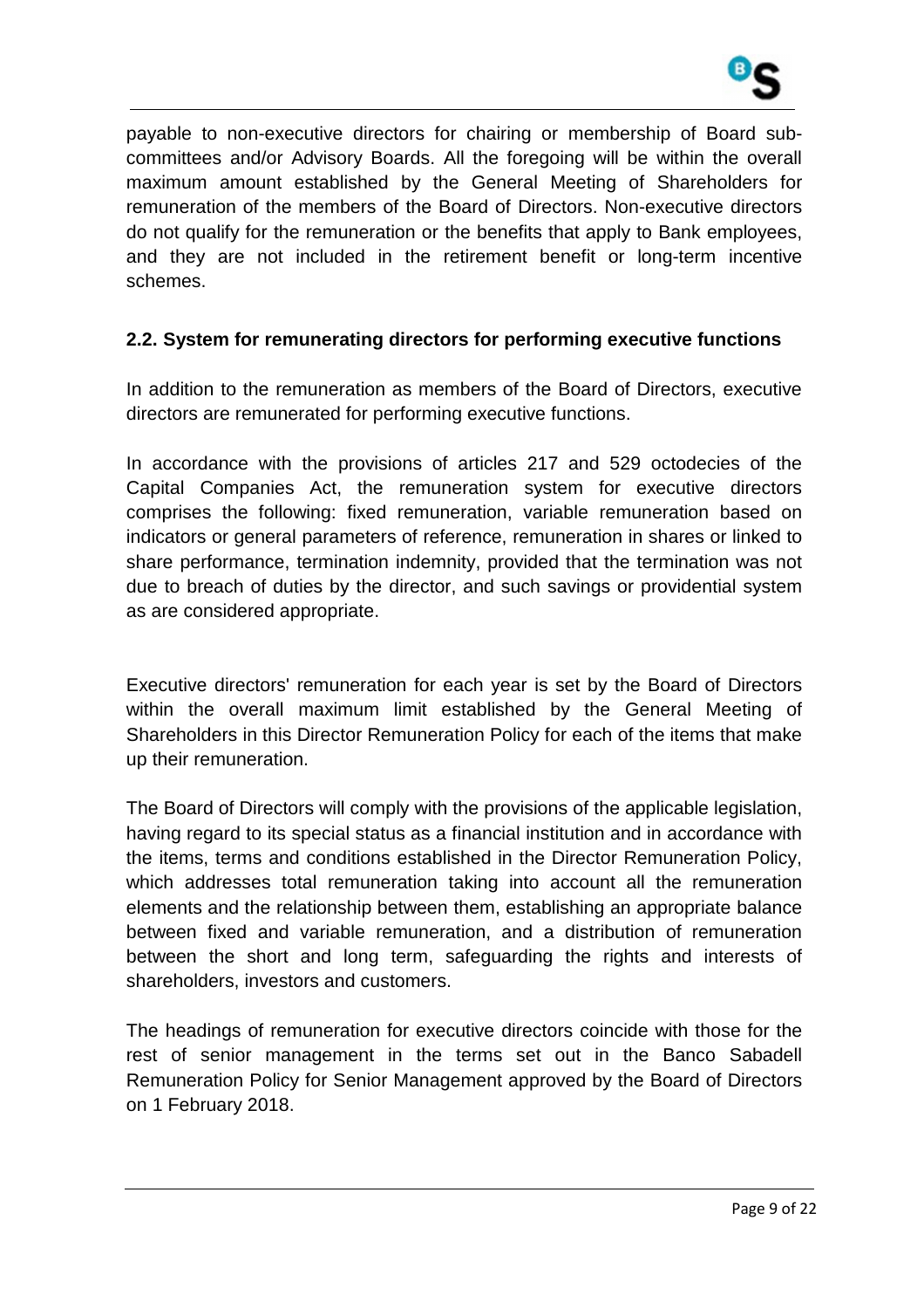payable to non-executive directors for chairing or membership of Board sub-committees and/or Advisory Boards. All the foregoing will be within the overall maximum amount established by the General Meeting of Shareholders for remuneration of the members of the Board of Directors. Non-executive directors do not qualify for the remuneration or the benefits that apply to Bank employees, and they are not included in the retirement benefit or long-term incentive schemes.

### 2.2. System for remunerating directors for performing executive functions

In addition to the remuneration as members of the Board of Directors, executive directors are remunerated for performing executive functions.

In accordance with the provisions of articles 217 and 529 octodecies of the Capital Companies Act, the remuneration system for executive directors comprises the following: fixed remuneration, variable remuneration based on indicators or general parameters of reference, remuneration in shares or linked to share performance, termination indemnity, provided that the termination was not due to breach of duties by the director, and such savings or providential system as are considered appropriate.

Executive directors' remuneration for each year is set by the Board of Directors within the overall maximum limit established by the General Meeting of Shareholders in this Director Remuneration Policy for each of the items that make up their remuneration.

The Board of Directors will comply with the provisions of the applicable legislation, having regard to its special status as a financial institution and in accordance with the items, terms and conditions established in the Director Remuneration Policy, which addresses total remuneration taking into account all the remuneration elements and the relationship between them, establishing an appropriate balance between fixed and variable remuneration, and a distribution of remuneration between the short and long term, safeguarding the rights and interests of shareholders, investors and customers.

The headings of remuneration for executive directors coincide with those for the rest of senior management in the terms set out in the Banco Sabadell Remuneration Policy for Senior Management approved by the Board of Directors on 1 February 2018.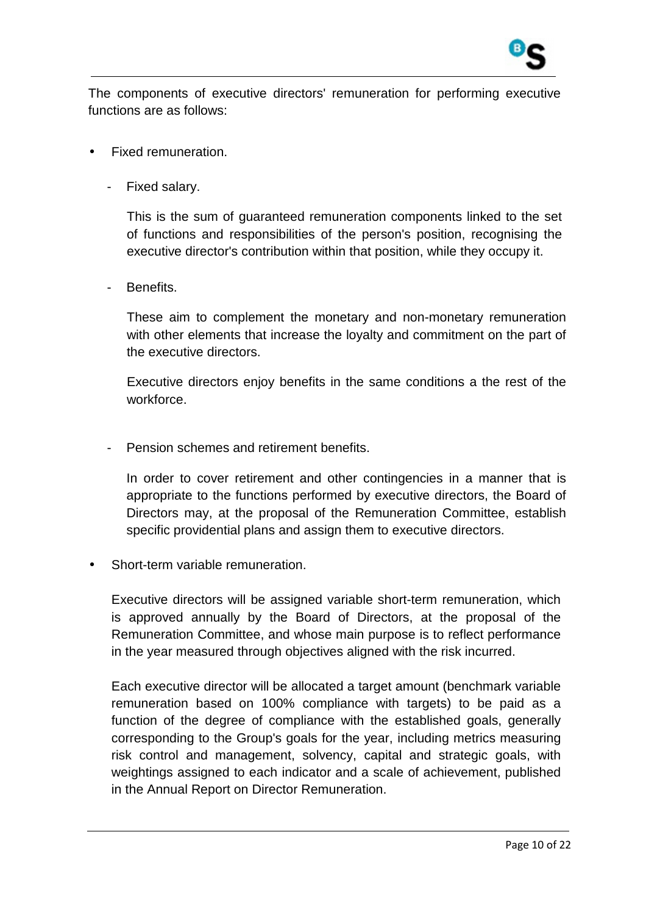The components of executive directors' remuneration for performing executive functions are as follows:

- Fixed remuneration.
  - Fixed salary.

    This is the sum of guaranteed remuneration components linked to the set of functions and responsibilities of the person's position, recognising the executive director's contribution within that position, while they occupy it.

  - Benefits.

    These aim to complement the monetary and non-monetary remuneration with other elements that increase the loyalty and commitment on the part of the executive directors.

    Executive directors enjoy benefits in the same conditions a the rest of the workforce.

  - Pension schemes and retirement benefits.

    In order to cover retirement and other contingencies in a manner that is appropriate to the functions performed by executive directors, the Board of Directors may, at the proposal of the Remuneration Committee, establish specific providential plans and assign them to executive directors.

- Short-term variable remuneration.

  Executive directors will be assigned variable short-term remuneration, which is approved annually by the Board of Directors, at the proposal of the Remuneration Committee, and whose main purpose is to reflect performance in the year measured through objectives aligned with the risk incurred.

  Each executive director will be allocated a target amount (benchmark variable remuneration based on 100% compliance with targets) to be paid as a function of the degree of compliance with the established goals, generally corresponding to the Group's goals for the year, including metrics measuring risk control and management, solvency, capital and strategic goals, with weightings assigned to each indicator and a scale of achievement, published in the Annual Report on Director Remuneration.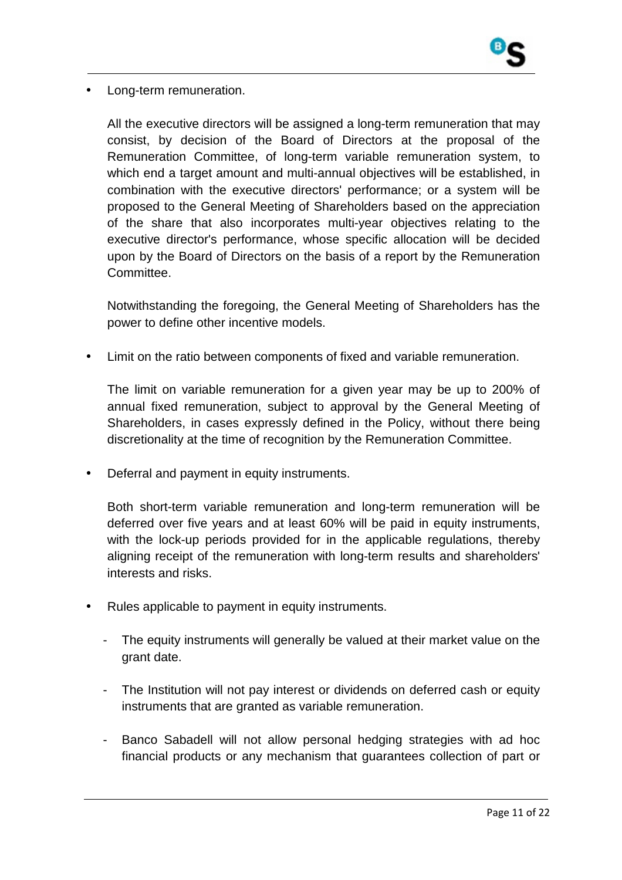- Long-term remuneration.

  All the executive directors will be assigned a long-term remuneration that may consist, by decision of the Board of Directors at the proposal of the Remuneration Committee, of long-term variable remuneration system, to which end a target amount and multi-annual objectives will be established, in combination with the executive directors' performance; or a system will be proposed to the General Meeting of Shareholders based on the appreciation of the share that also incorporates multi-year objectives relating to the executive director's performance, whose specific allocation will be decided upon by the Board of Directors on the basis of a report by the Remuneration Committee.

  Notwithstanding the foregoing, the General Meeting of Shareholders has the power to define other incentive models.

- Limit on the ratio between components of fixed and variable remuneration.

  The limit on variable remuneration for a given year may be up to 200% of annual fixed remuneration, subject to approval by the General Meeting of Shareholders, in cases expressly defined in the Policy, without there being discretionality at the time of recognition by the Remuneration Committee.

- Deferral and payment in equity instruments.

  Both short-term variable remuneration and long-term remuneration will be deferred over five years and at least 60% will be paid in equity instruments, with the lock-up periods provided for in the applicable regulations, thereby aligning receipt of the remuneration with long-term results and shareholders' interests and risks.

- Rules applicable to payment in equity instruments.

  - The equity instruments will generally be valued at their market value on the grant date.

  - The Institution will not pay interest or dividends on deferred cash or equity instruments that are granted as variable remuneration.

  - Banco Sabadell will not allow personal hedging strategies with ad hoc financial products or any mechanism that guarantees collection of part or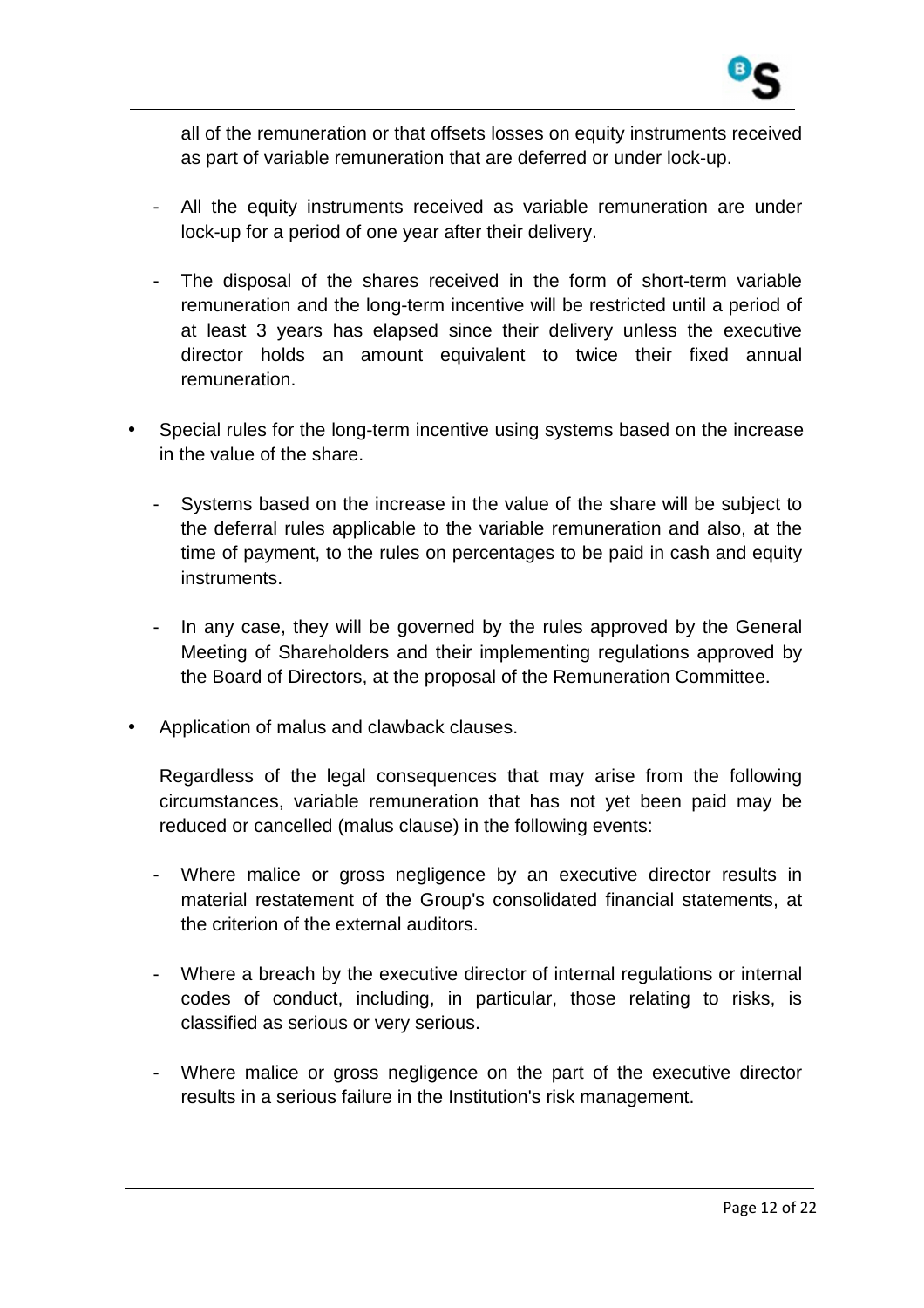all of the remuneration or that offsets losses on equity instruments received as part of variable remuneration that are deferred or under lock-up.

  - All the equity instruments received as variable remuneration are under lock-up for a period of one year after their delivery.

  - The disposal of the shares received in the form of short-term variable remuneration and the long-term incentive will be restricted until a period of at least 3 years has elapsed since their delivery unless the executive director holds an amount equivalent to twice their fixed annual remuneration.

- Special rules for the long-term incentive using systems based on the increase in the value of the share.

  - Systems based on the increase in the value of the share will be subject to the deferral rules applicable to the variable remuneration and also, at the time of payment, to the rules on percentages to be paid in cash and equity instruments.

  - In any case, they will be governed by the rules approved by the General Meeting of Shareholders and their implementing regulations approved by the Board of Directors, at the proposal of the Remuneration Committee.

- Application of malus and clawback clauses.

  Regardless of the legal consequences that may arise from the following circumstances, variable remuneration that has not yet been paid may be reduced or cancelled (malus clause) in the following events:

  - Where malice or gross negligence by an executive director results in material restatement of the Group's consolidated financial statements, at the criterion of the external auditors.

  - Where a breach by the executive director of internal regulations or internal codes of conduct, including, in particular, those relating to risks, is classified as serious or very serious.

  - Where malice or gross negligence on the part of the executive director results in a serious failure in the Institution's risk management.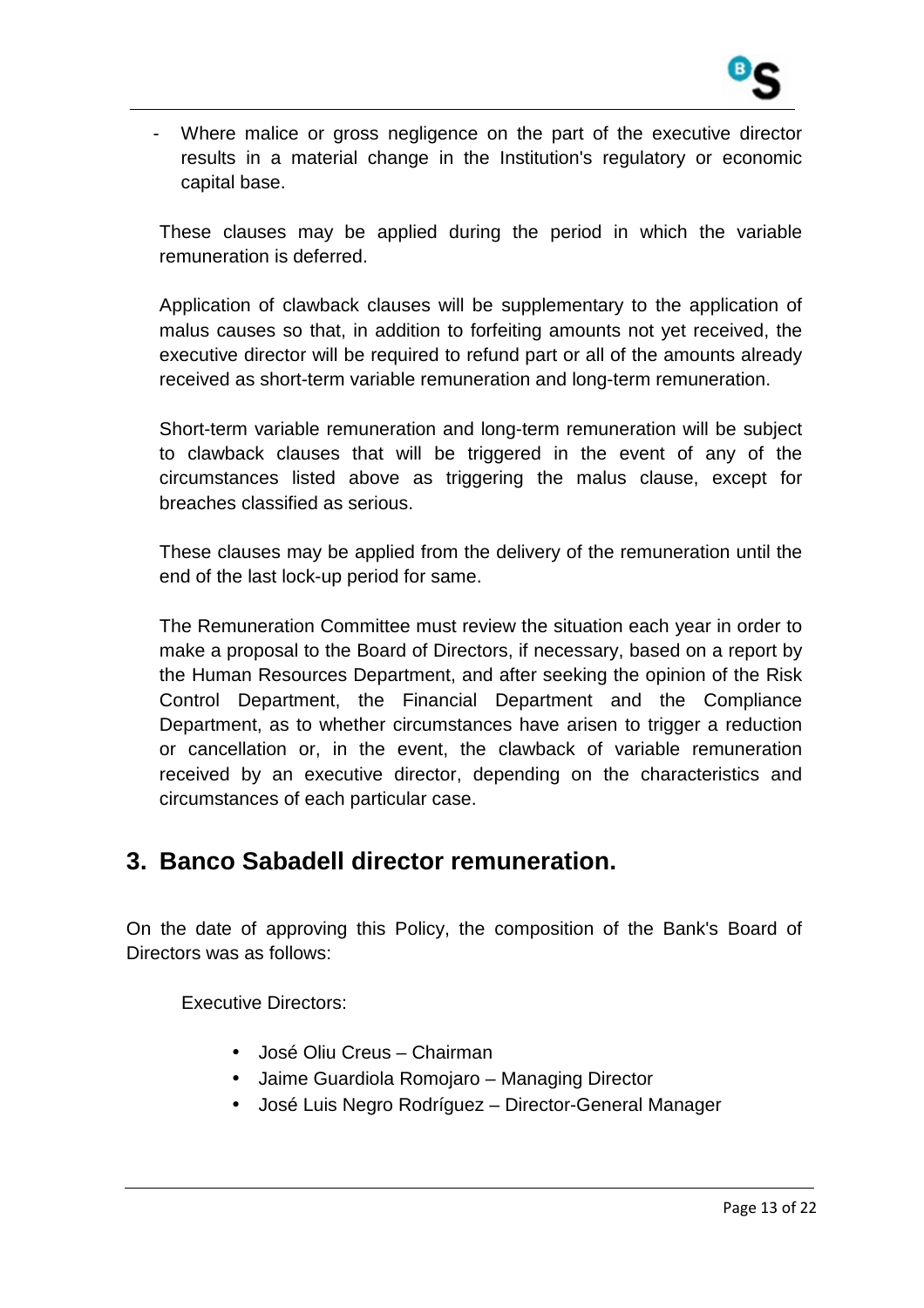- Where malice or gross negligence on the part of the executive director results in a material change in the Institution's regulatory or economic capital base.

These clauses may be applied during the period in which the variable remuneration is deferred.

Application of clawback clauses will be supplementary to the application of malus causes so that, in addition to forfeiting amounts not yet received, the executive director will be required to refund part or all of the amounts already received as short-term variable remuneration and long-term remuneration.

Short-term variable remuneration and long-term remuneration will be subject to clawback clauses that will be triggered in the event of any of the circumstances listed above as triggering the malus clause, except for breaches classified as serious.

These clauses may be applied from the delivery of the remuneration until the end of the last lock-up period for same.

The Remuneration Committee must review the situation each year in order to make a proposal to the Board of Directors, if necessary, based on a report by the Human Resources Department, and after seeking the opinion of the Risk Control Department, the Financial Department and the Compliance Department, as to whether circumstances have arisen to trigger a reduction or cancellation or, in the event, the clawback of variable remuneration received by an executive director, depending on the characteristics and circumstances of each particular case.

## 3. Banco Sabadell director remuneration.

On the date of approving this Policy, the composition of the Bank's Board of Directors was as follows:

Executive Directors:

- José Oliu Creus – Chairman
- Jaime Guardiola Romojaro – Managing Director
- José Luis Negro Rodríguez – Director-General Manager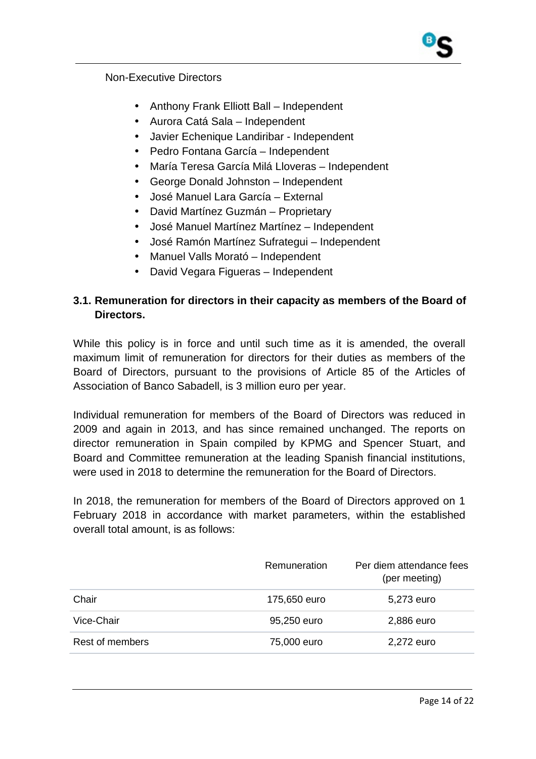Non-Executive Directors

- Anthony Frank Elliott Ball – Independent
- Aurora Catá Sala – Independent
- Javier Echenique Landiribar - Independent
- Pedro Fontana García – Independent
- María Teresa García Milá Lloveras – Independent
- George Donald Johnston – Independent
- José Manuel Lara García – External
- David Martínez Guzmán – Proprietary
- José Manuel Martínez Martínez – Independent
- José Ramón Martínez Sufrategui – Independent
- Manuel Valls Morató – Independent
- David Vegara Figueras – Independent

### 3.1. Remuneration for directors in their capacity as members of the Board of Directors.

While this policy is in force and until such time as it is amended, the overall maximum limit of remuneration for directors for their duties as members of the Board of Directors, pursuant to the provisions of Article 85 of the Articles of Association of Banco Sabadell, is 3 million euro per year.

Individual remuneration for members of the Board of Directors was reduced in 2009 and again in 2013, and has since remained unchanged. The reports on director remuneration in Spain compiled by KPMG and Spencer Stuart, and Board and Committee remuneration at the leading Spanish financial institutions, were used in 2018 to determine the remuneration for the Board of Directors.

In 2018, the remuneration for members of the Board of Directors approved on 1 February 2018 in accordance with market parameters, within the established overall total amount, is as follows:

| | Remuneration | Per diem attendance fees (per meeting) |
|---|---|---|
| Chair | 175,650 euro | 5,273 euro |
| Vice-Chair | 95,250 euro | 2,886 euro |
| Rest of members | 75,000 euro | 2,272 euro |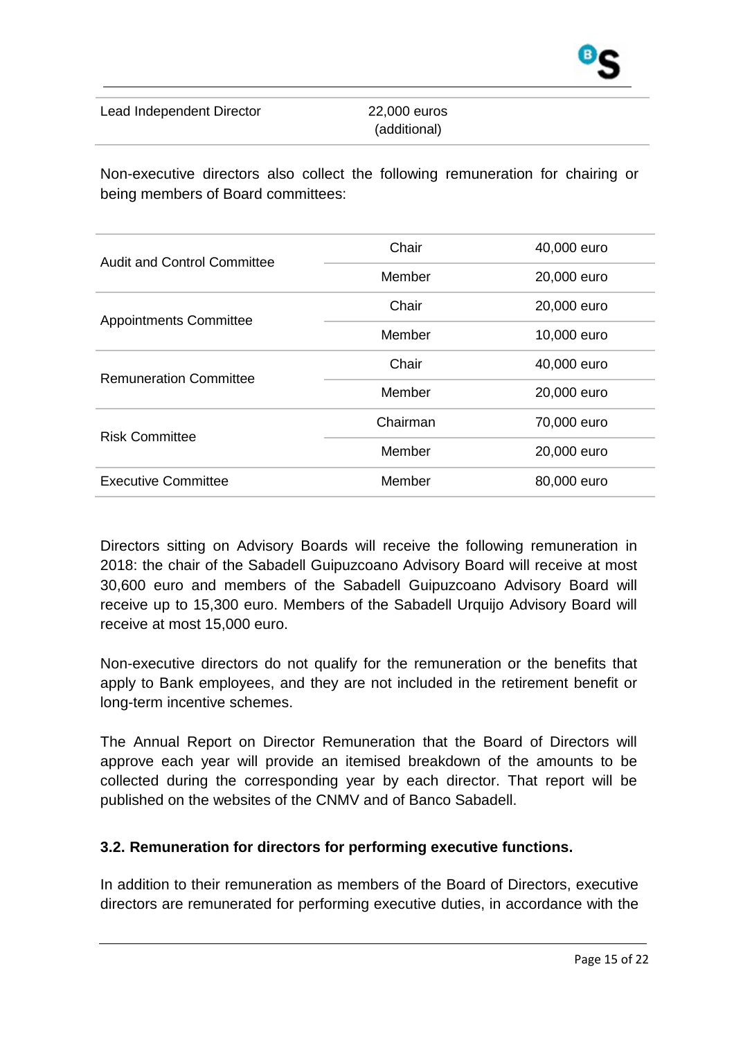| Lead Independent Director | 22,000 euros (additional) |
|---|---|

Non-executive directors also collect the following remuneration for chairing or being members of Board committees:

| Committee | Role | Remuneration |
|---|---|---|
| Audit and Control Committee | Chair | 40,000 euro |
| | Member | 20,000 euro |
| Appointments Committee | Chair | 20,000 euro |
| | Member | 10,000 euro |
| Remuneration Committee | Chair | 40,000 euro |
| | Member | 20,000 euro |
| Risk Committee | Chairman | 70,000 euro |
| | Member | 20,000 euro |
| Executive Committee | Member | 80,000 euro |

Directors sitting on Advisory Boards will receive the following remuneration in 2018: the chair of the Sabadell Guipuzcoano Advisory Board will receive at most 30,600 euro and members of the Sabadell Guipuzcoano Advisory Board will receive up to 15,300 euro. Members of the Sabadell Urquijo Advisory Board will receive at most 15,000 euro.

Non-executive directors do not qualify for the remuneration or the benefits that apply to Bank employees, and they are not included in the retirement benefit or long-term incentive schemes.

The Annual Report on Director Remuneration that the Board of Directors will approve each year will provide an itemised breakdown of the amounts to be collected during the corresponding year by each director. That report will be published on the websites of the CNMV and of Banco Sabadell.

### 3.2. Remuneration for directors for performing executive functions.

In addition to their remuneration as members of the Board of Directors, executive directors are remunerated for performing executive duties, in accordance with the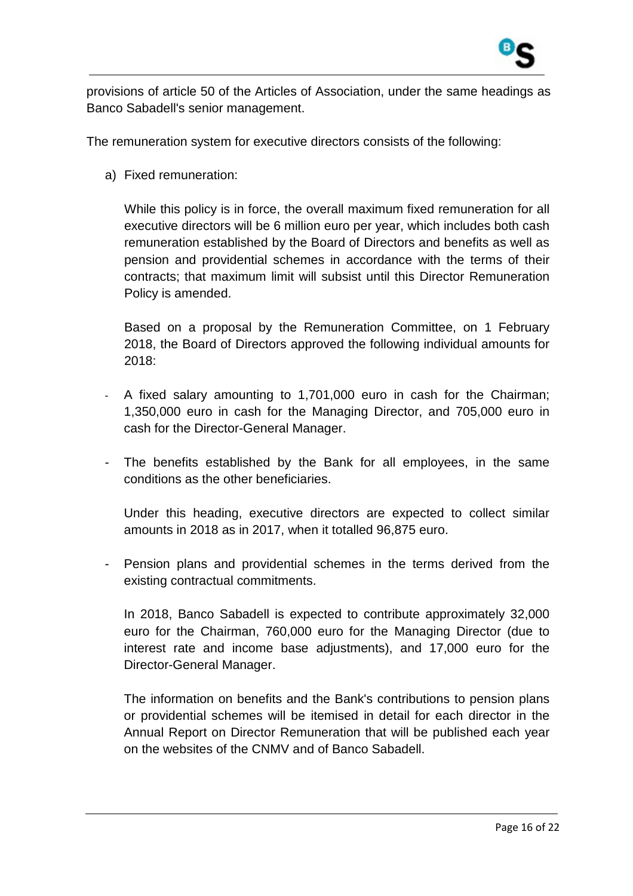provisions of article 50 of the Articles of Association, under the same headings as Banco Sabadell's senior management.

The remuneration system for executive directors consists of the following:

a) Fixed remuneration:

   While this policy is in force, the overall maximum fixed remuneration for all executive directors will be 6 million euro per year, which includes both cash remuneration established by the Board of Directors and benefits as well as pension and providential schemes in accordance with the terms of their contracts; that maximum limit will subsist until this Director Remuneration Policy is amended.

   Based on a proposal by the Remuneration Committee, on 1 February 2018, the Board of Directors approved the following individual amounts for 2018:

- A fixed salary amounting to 1,701,000 euro in cash for the Chairman; 1,350,000 euro in cash for the Managing Director, and 705,000 euro in cash for the Director-General Manager.

- The benefits established by the Bank for all employees, in the same conditions as the other beneficiaries.

  Under this heading, executive directors are expected to collect similar amounts in 2018 as in 2017, when it totalled 96,875 euro.

- Pension plans and providential schemes in the terms derived from the existing contractual commitments.

  In 2018, Banco Sabadell is expected to contribute approximately 32,000 euro for the Chairman, 760,000 euro for the Managing Director (due to interest rate and income base adjustments), and 17,000 euro for the Director-General Manager.

  The information on benefits and the Bank's contributions to pension plans or providential schemes will be itemised in detail for each director in the Annual Report on Director Remuneration that will be published each year on the websites of the CNMV and of Banco Sabadell.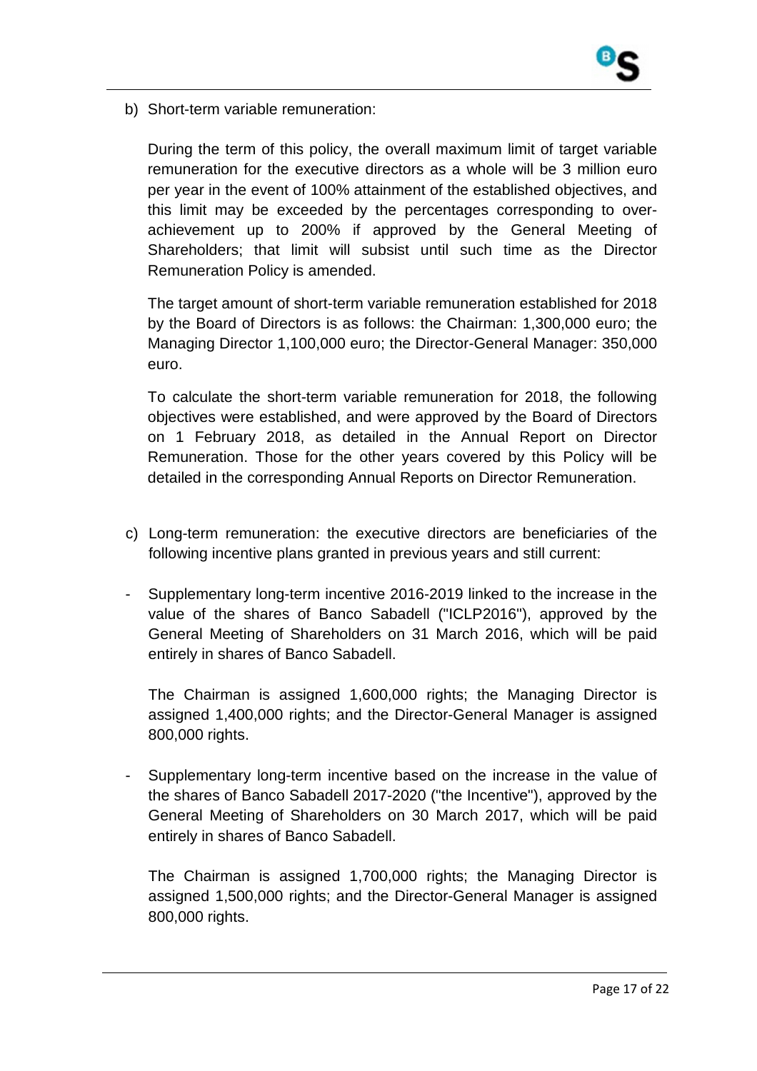b) Short-term variable remuneration:

   During the term of this policy, the overall maximum limit of target variable remuneration for the executive directors as a whole will be 3 million euro per year in the event of 100% attainment of the established objectives, and this limit may be exceeded by the percentages corresponding to over-achievement up to 200% if approved by the General Meeting of Shareholders; that limit will subsist until such time as the Director Remuneration Policy is amended.

   The target amount of short-term variable remuneration established for 2018 by the Board of Directors is as follows: the Chairman: 1,300,000 euro; the Managing Director 1,100,000 euro; the Director-General Manager: 350,000 euro.

   To calculate the short-term variable remuneration for 2018, the following objectives were established, and were approved by the Board of Directors on 1 February 2018, as detailed in the Annual Report on Director Remuneration. Those for the other years covered by this Policy will be detailed in the corresponding Annual Reports on Director Remuneration.

c) Long-term remuneration: the executive directors are beneficiaries of the following incentive plans granted in previous years and still current:

- Supplementary long-term incentive 2016-2019 linked to the increase in the value of the shares of Banco Sabadell ("ICLP2016"), approved by the General Meeting of Shareholders on 31 March 2016, which will be paid entirely in shares of Banco Sabadell.

  The Chairman is assigned 1,600,000 rights; the Managing Director is assigned 1,400,000 rights; and the Director-General Manager is assigned 800,000 rights.

- Supplementary long-term incentive based on the increase in the value of the shares of Banco Sabadell 2017-2020 ("the Incentive"), approved by the General Meeting of Shareholders on 30 March 2017, which will be paid entirely in shares of Banco Sabadell.

  The Chairman is assigned 1,700,000 rights; the Managing Director is assigned 1,500,000 rights; and the Director-General Manager is assigned 800,000 rights.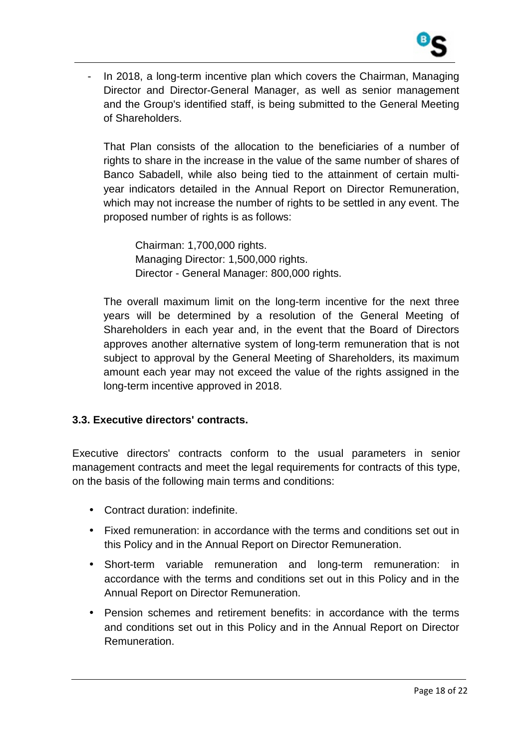- In 2018, a long-term incentive plan which covers the Chairman, Managing Director and Director-General Manager, as well as senior management and the Group's identified staff, is being submitted to the General Meeting of Shareholders.

  That Plan consists of the allocation to the beneficiaries of a number of rights to share in the increase in the value of the same number of shares of Banco Sabadell, while also being tied to the attainment of certain multi-year indicators detailed in the Annual Report on Director Remuneration, which may not increase the number of rights to be settled in any event. The proposed number of rights is as follows:

  Chairman: 1,700,000 rights.
  Managing Director: 1,500,000 rights.
  Director - General Manager: 800,000 rights.

  The overall maximum limit on the long-term incentive for the next three years will be determined by a resolution of the General Meeting of Shareholders in each year and, in the event that the Board of Directors approves another alternative system of long-term remuneration that is not subject to approval by the General Meeting of Shareholders, its maximum amount each year may not exceed the value of the rights assigned in the long-term incentive approved in 2018.

### 3.3. Executive directors' contracts.

Executive directors' contracts conform to the usual parameters in senior management contracts and meet the legal requirements for contracts of this type, on the basis of the following main terms and conditions:

- Contract duration: indefinite.
- Fixed remuneration: in accordance with the terms and conditions set out in this Policy and in the Annual Report on Director Remuneration.
- Short-term variable remuneration and long-term remuneration: in accordance with the terms and conditions set out in this Policy and in the Annual Report on Director Remuneration.
- Pension schemes and retirement benefits: in accordance with the terms and conditions set out in this Policy and in the Annual Report on Director Remuneration.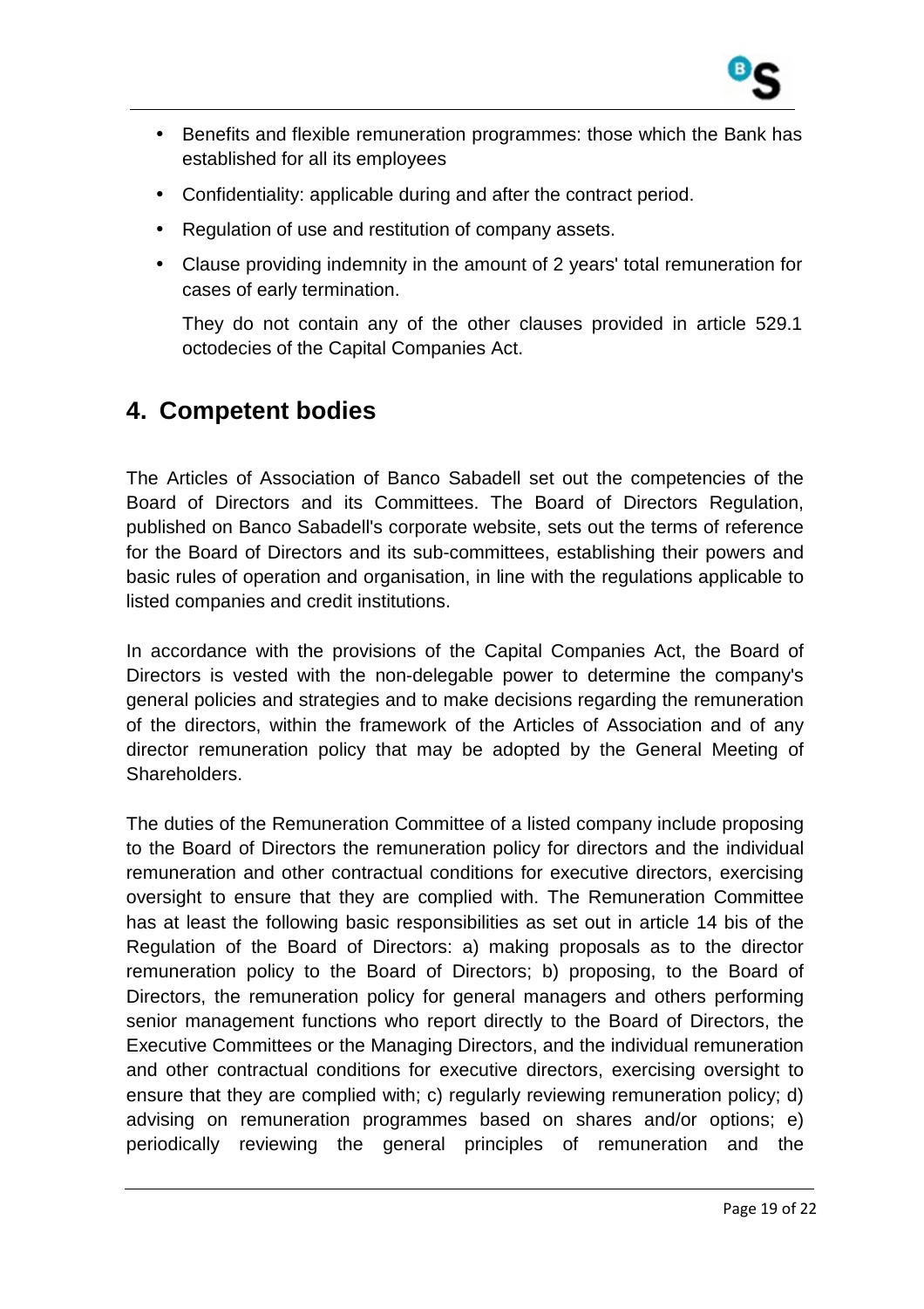- Benefits and flexible remuneration programmes: those which the Bank has established for all its employees
- Confidentiality: applicable during and after the contract period.
- Regulation of use and restitution of company assets.
- Clause providing indemnity in the amount of 2 years' total remuneration for cases of early termination.

  They do not contain any of the other clauses provided in article 529.1 octodecies of the Capital Companies Act.

## 4. Competent bodies

The Articles of Association of Banco Sabadell set out the competencies of the Board of Directors and its Committees. The Board of Directors Regulation, published on Banco Sabadell's corporate website, sets out the terms of reference for the Board of Directors and its sub-committees, establishing their powers and basic rules of operation and organisation, in line with the regulations applicable to listed companies and credit institutions.

In accordance with the provisions of the Capital Companies Act, the Board of Directors is vested with the non-delegable power to determine the company's general policies and strategies and to make decisions regarding the remuneration of the directors, within the framework of the Articles of Association and of any director remuneration policy that may be adopted by the General Meeting of Shareholders.

The duties of the Remuneration Committee of a listed company include proposing to the Board of Directors the remuneration policy for directors and the individual remuneration and other contractual conditions for executive directors, exercising oversight to ensure that they are complied with. The Remuneration Committee has at least the following basic responsibilities as set out in article 14 bis of the Regulation of the Board of Directors: a) making proposals as to the director remuneration policy to the Board of Directors; b) proposing, to the Board of Directors, the remuneration policy for general managers and others performing senior management functions who report directly to the Board of Directors, the Executive Committees or the Managing Directors, and the individual remuneration and other contractual conditions for executive directors, exercising oversight to ensure that they are complied with; c) regularly reviewing remuneration policy; d) advising on remuneration programmes based on shares and/or options; e) periodically reviewing the general principles of remuneration and the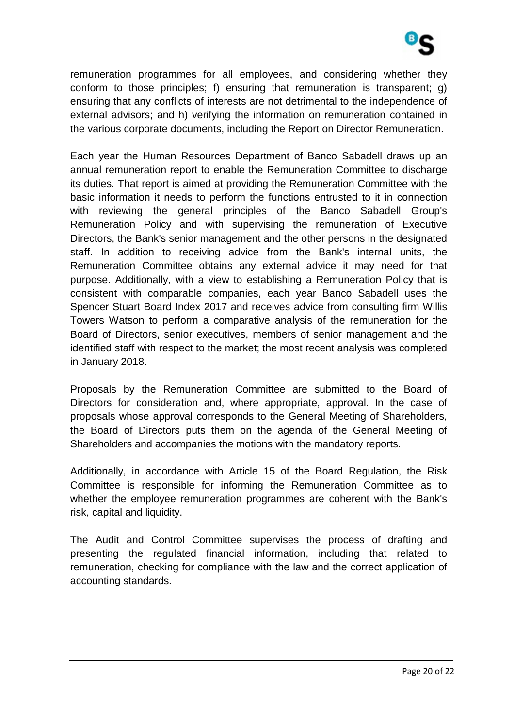remuneration programmes for all employees, and considering whether they conform to those principles; f) ensuring that remuneration is transparent; g) ensuring that any conflicts of interests are not detrimental to the independence of external advisors; and h) verifying the information on remuneration contained in the various corporate documents, including the Report on Director Remuneration.

Each year the Human Resources Department of Banco Sabadell draws up an annual remuneration report to enable the Remuneration Committee to discharge its duties. That report is aimed at providing the Remuneration Committee with the basic information it needs to perform the functions entrusted to it in connection with reviewing the general principles of the Banco Sabadell Group's Remuneration Policy and with supervising the remuneration of Executive Directors, the Bank's senior management and the other persons in the designated staff. In addition to receiving advice from the Bank's internal units, the Remuneration Committee obtains any external advice it may need for that purpose. Additionally, with a view to establishing a Remuneration Policy that is consistent with comparable companies, each year Banco Sabadell uses the Spencer Stuart Board Index 2017 and receives advice from consulting firm Willis Towers Watson to perform a comparative analysis of the remuneration for the Board of Directors, senior executives, members of senior management and the identified staff with respect to the market; the most recent analysis was completed in January 2018.

Proposals by the Remuneration Committee are submitted to the Board of Directors for consideration and, where appropriate, approval. In the case of proposals whose approval corresponds to the General Meeting of Shareholders, the Board of Directors puts them on the agenda of the General Meeting of Shareholders and accompanies the motions with the mandatory reports.

Additionally, in accordance with Article 15 of the Board Regulation, the Risk Committee is responsible for informing the Remuneration Committee as to whether the employee remuneration programmes are coherent with the Bank's risk, capital and liquidity.

The Audit and Control Committee supervises the process of drafting and presenting the regulated financial information, including that related to remuneration, checking for compliance with the law and the correct application of accounting standards.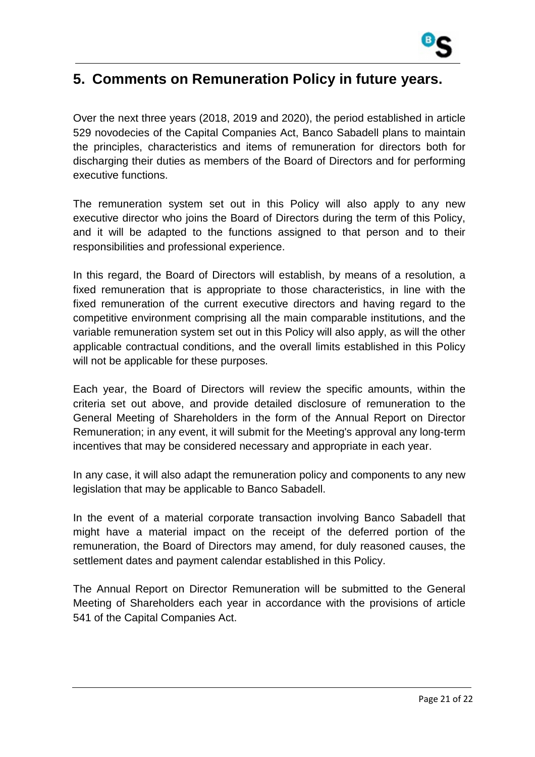## 5. Comments on Remuneration Policy in future years.

Over the next three years (2018, 2019 and 2020), the period established in article 529 novodecies of the Capital Companies Act, Banco Sabadell plans to maintain the principles, characteristics and items of remuneration for directors both for discharging their duties as members of the Board of Directors and for performing executive functions.

The remuneration system set out in this Policy will also apply to any new executive director who joins the Board of Directors during the term of this Policy, and it will be adapted to the functions assigned to that person and to their responsibilities and professional experience.

In this regard, the Board of Directors will establish, by means of a resolution, a fixed remuneration that is appropriate to those characteristics, in line with the fixed remuneration of the current executive directors and having regard to the competitive environment comprising all the main comparable institutions, and the variable remuneration system set out in this Policy will also apply, as will the other applicable contractual conditions, and the overall limits established in this Policy will not be applicable for these purposes.

Each year, the Board of Directors will review the specific amounts, within the criteria set out above, and provide detailed disclosure of remuneration to the General Meeting of Shareholders in the form of the Annual Report on Director Remuneration; in any event, it will submit for the Meeting's approval any long-term incentives that may be considered necessary and appropriate in each year.

In any case, it will also adapt the remuneration policy and components to any new legislation that may be applicable to Banco Sabadell.

In the event of a material corporate transaction involving Banco Sabadell that might have a material impact on the receipt of the deferred portion of the remuneration, the Board of Directors may amend, for duly reasoned causes, the settlement dates and payment calendar established in this Policy.

The Annual Report on Director Remuneration will be submitted to the General Meeting of Shareholders each year in accordance with the provisions of article 541 of the Capital Companies Act.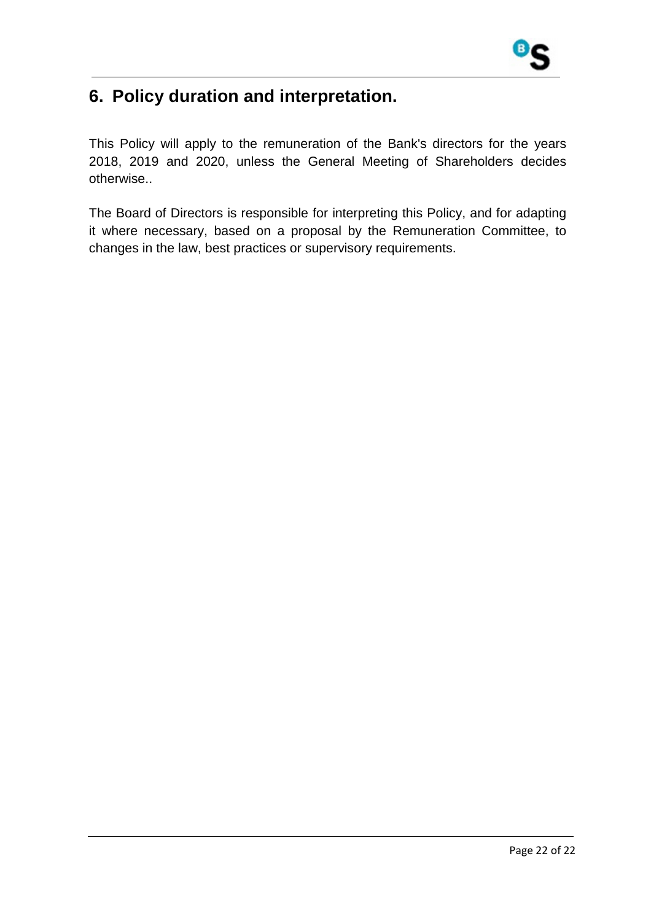## 6. Policy duration and interpretation.

This Policy will apply to the remuneration of the Bank's directors for the years 2018, 2019 and 2020, unless the General Meeting of Shareholders decides otherwise..

The Board of Directors is responsible for interpreting this Policy, and for adapting it where necessary, based on a proposal by the Remuneration Committee, to changes in the law, best practices or supervisory requirements.